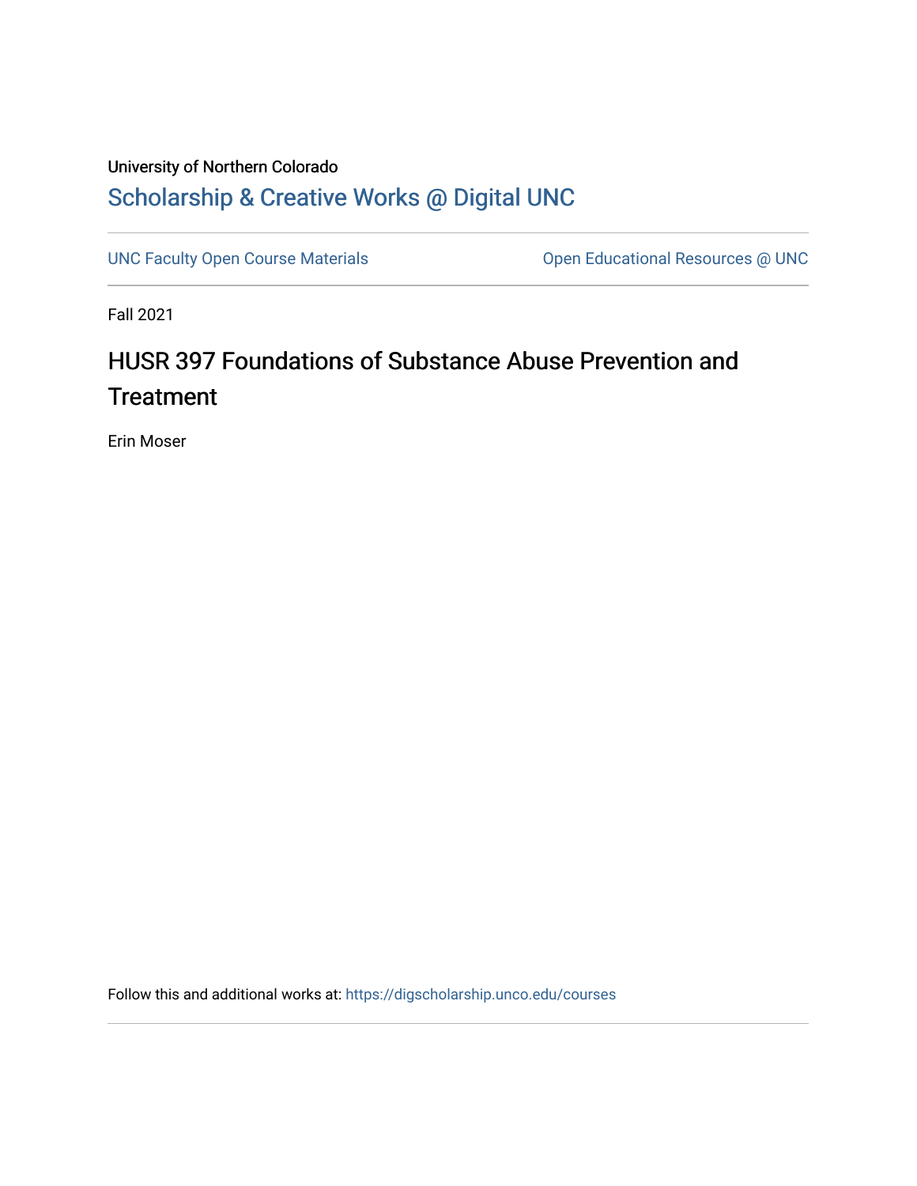University of Northern Colorado

## Scholarship & Creative Works @ Digital UNC

UNC Faculty Open Course Materials | Open Educational Resources @ UNC

Fall 2021

# HUSR 397 Foundations of Substance Abuse Prevention and Treatment

Erin Moser

Follow this and additional works at: https://digscholarship.unco.edu/courses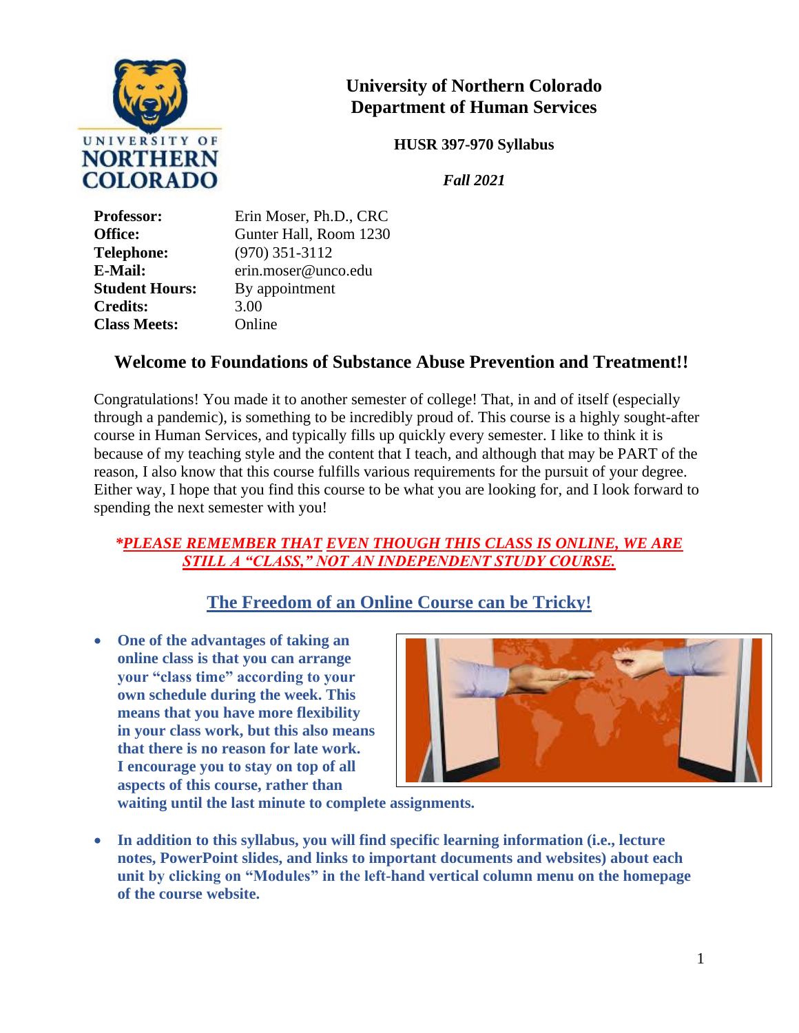# University of Northern Colorado
# Department of Human Services

**HUSR 397-970 Syllabus**

***Fall 2021***

| | |
|---|---|
| **Professor:** | Erin Moser, Ph.D., CRC |
| **Office:** | Gunter Hall, Room 1230 |
| **Telephone:** | (970) 351-3112 |
| **E-Mail:** | erin.moser@unco.edu |
| **Student Hours:** | By appointment |
| **Credits:** | 3.00 |
| **Class Meets:** | Online |

## Welcome to Foundations of Substance Abuse Prevention and Treatment!!

Congratulations! You made it to another semester of college! That, in and of itself (especially through a pandemic), is something to be incredibly proud of. This course is a highly sought-after course in Human Services, and typically fills up quickly every semester. I like to think it is because of my teaching style and the content that I teach, and although that may be PART of the reason, I also know that this course fulfills various requirements for the pursuit of your degree. Either way, I hope that you find this course to be what you are looking for, and I look forward to spending the next semester with you!

***\*PLEASE REMEMBER THAT EVEN THOUGH THIS CLASS IS ONLINE, WE ARE STILL A "CLASS," NOT AN INDEPENDENT STUDY COURSE.***

## The Freedom of an Online Course can be Tricky!

- **One of the advantages of taking an online class is that you can arrange your "class time" according to your own schedule during the week. This means that you have more flexibility in your class work, but this also means that there is no reason for late work. I encourage you to stay on top of all aspects of this course, rather than waiting until the last minute to complete assignments.**

- **In addition to this syllabus, you will find specific learning information (i.e., lecture notes, PowerPoint slides, and links to important documents and websites) about each unit by clicking on "Modules" in the left-hand vertical column menu on the homepage of the course website.**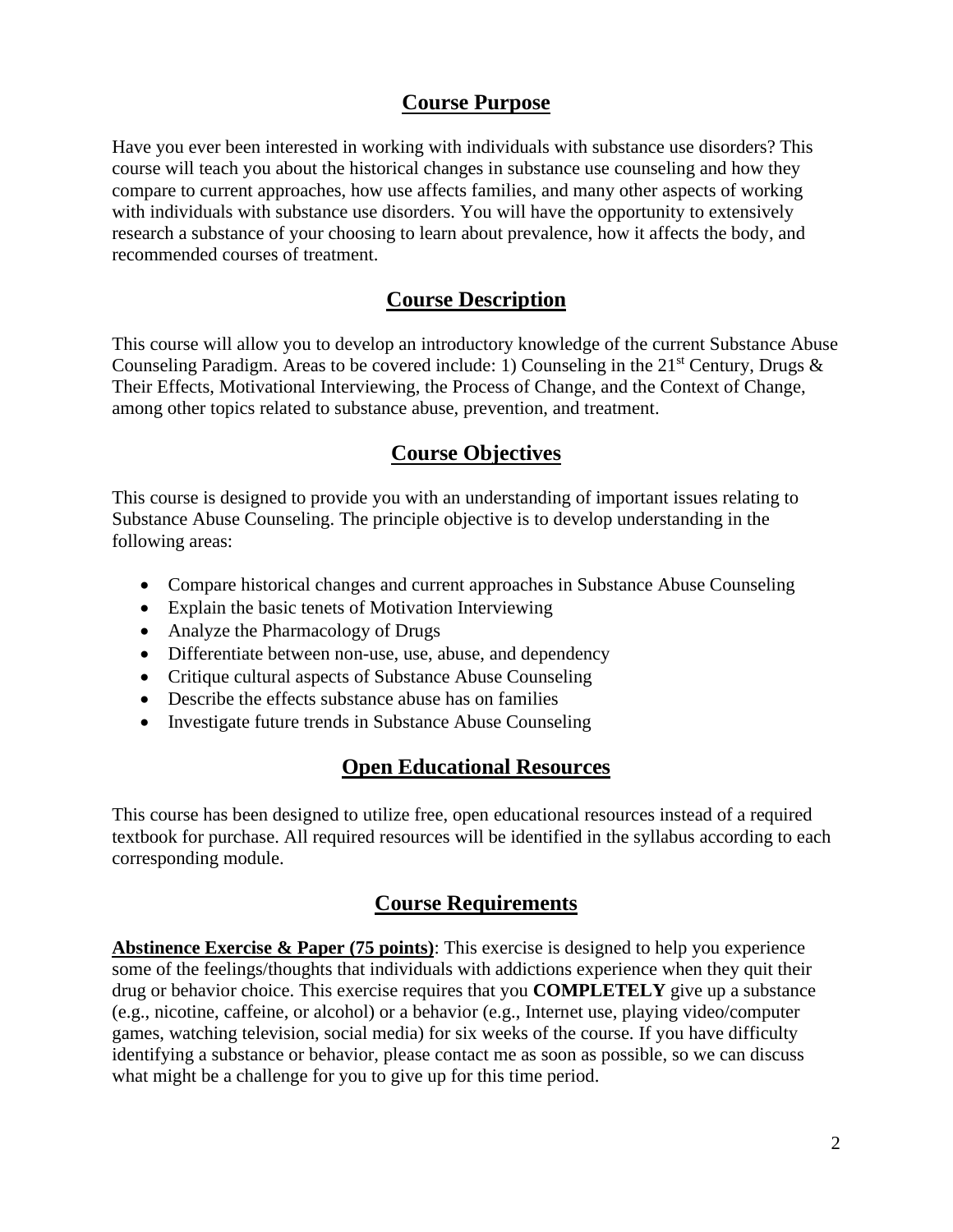## Course Purpose

Have you ever been interested in working with individuals with substance use disorders? This course will teach you about the historical changes in substance use counseling and how they compare to current approaches, how use affects families, and many other aspects of working with individuals with substance use disorders. You will have the opportunity to extensively research a substance of your choosing to learn about prevalence, how it affects the body, and recommended courses of treatment.

## Course Description

This course will allow you to develop an introductory knowledge of the current Substance Abuse Counseling Paradigm. Areas to be covered include: 1) Counseling in the 21st Century, Drugs & Their Effects, Motivational Interviewing, the Process of Change, and the Context of Change, among other topics related to substance abuse, prevention, and treatment.

## Course Objectives

This course is designed to provide you with an understanding of important issues relating to Substance Abuse Counseling. The principle objective is to develop understanding in the following areas:

- Compare historical changes and current approaches in Substance Abuse Counseling
- Explain the basic tenets of Motivation Interviewing
- Analyze the Pharmacology of Drugs
- Differentiate between non-use, use, abuse, and dependency
- Critique cultural aspects of Substance Abuse Counseling
- Describe the effects substance abuse has on families
- Investigate future trends in Substance Abuse Counseling

## Open Educational Resources

This course has been designed to utilize free, open educational resources instead of a required textbook for purchase. All required resources will be identified in the syllabus according to each corresponding module.

## Course Requirements

**Abstinence Exercise & Paper (75 points)**: This exercise is designed to help you experience some of the feelings/thoughts that individuals with addictions experience when they quit their drug or behavior choice. This exercise requires that you **COMPLETELY** give up a substance (e.g., nicotine, caffeine, or alcohol) or a behavior (e.g., Internet use, playing video/computer games, watching television, social media) for six weeks of the course. If you have difficulty identifying a substance or behavior, please contact me as soon as possible, so we can discuss what might be a challenge for you to give up for this time period.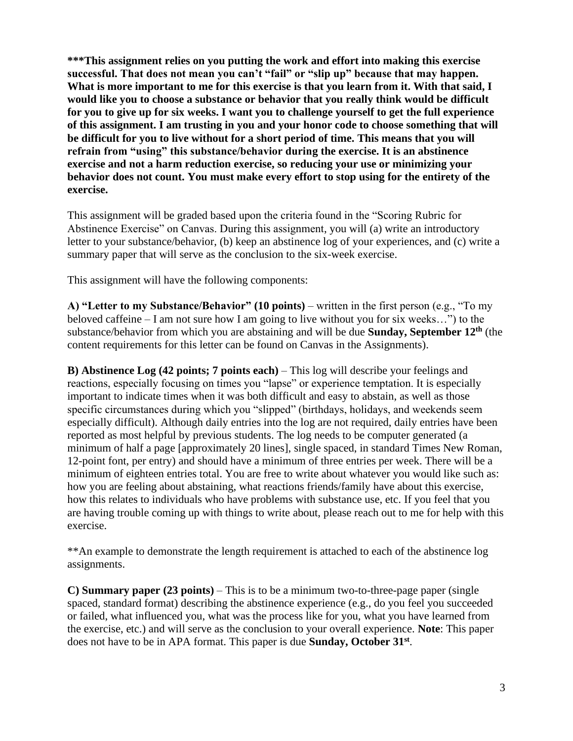**\*\*\*This assignment relies on you putting the work and effort into making this exercise successful. That does not mean you can't "fail" or "slip up" because that may happen. What is more important to me for this exercise is that you learn from it. With that said, I would like you to choose a substance or behavior that you really think would be difficult for you to give up for six weeks. I want you to challenge yourself to get the full experience of this assignment. I am trusting in you and your honor code to choose something that will be difficult for you to live without for a short period of time. This means that you will refrain from "using" this substance/behavior during the exercise. It is an abstinence exercise and not a harm reduction exercise, so reducing your use or minimizing your behavior does not count. You must make every effort to stop using for the entirety of the exercise.**

This assignment will be graded based upon the criteria found in the "Scoring Rubric for Abstinence Exercise" on Canvas. During this assignment, you will (a) write an introductory letter to your substance/behavior, (b) keep an abstinence log of your experiences, and (c) write a summary paper that will serve as the conclusion to the six-week exercise.

This assignment will have the following components:

**A) "Letter to my Substance/Behavior" (10 points)** – written in the first person (e.g., "To my beloved caffeine – I am not sure how I am going to live without you for six weeks…") to the substance/behavior from which you are abstaining and will be due **Sunday, September 12th** (the content requirements for this letter can be found on Canvas in the Assignments).

**B) Abstinence Log (42 points; 7 points each)** – This log will describe your feelings and reactions, especially focusing on times you "lapse" or experience temptation. It is especially important to indicate times when it was both difficult and easy to abstain, as well as those specific circumstances during which you "slipped" (birthdays, holidays, and weekends seem especially difficult). Although daily entries into the log are not required, daily entries have been reported as most helpful by previous students. The log needs to be computer generated (a minimum of half a page [approximately 20 lines], single spaced, in standard Times New Roman, 12-point font, per entry) and should have a minimum of three entries per week. There will be a minimum of eighteen entries total. You are free to write about whatever you would like such as: how you are feeling about abstaining, what reactions friends/family have about this exercise, how this relates to individuals who have problems with substance use, etc. If you feel that you are having trouble coming up with things to write about, please reach out to me for help with this exercise.

\*\*An example to demonstrate the length requirement is attached to each of the abstinence log assignments.

**C) Summary paper (23 points)** – This is to be a minimum two-to-three-page paper (single spaced, standard format) describing the abstinence experience (e.g., do you feel you succeeded or failed, what influenced you, what was the process like for you, what you have learned from the exercise, etc.) and will serve as the conclusion to your overall experience. **Note**: This paper does not have to be in APA format. This paper is due **Sunday, October 31st**.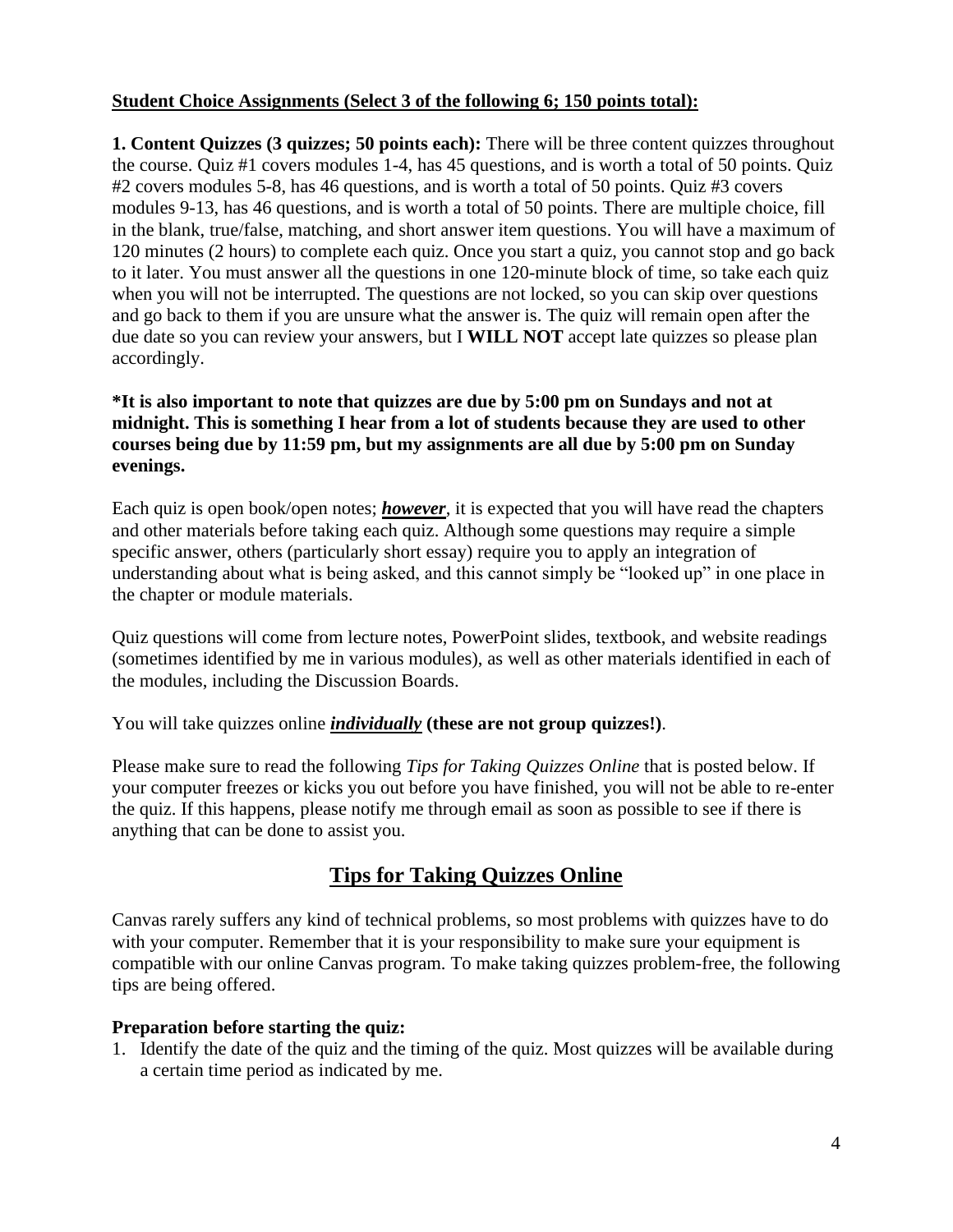**Student Choice Assignments (Select 3 of the following 6; 150 points total):**

**1. Content Quizzes (3 quizzes; 50 points each):** There will be three content quizzes throughout the course. Quiz #1 covers modules 1-4, has 45 questions, and is worth a total of 50 points. Quiz #2 covers modules 5-8, has 46 questions, and is worth a total of 50 points. Quiz #3 covers modules 9-13, has 46 questions, and is worth a total of 50 points. There are multiple choice, fill in the blank, true/false, matching, and short answer item questions. You will have a maximum of 120 minutes (2 hours) to complete each quiz. Once you start a quiz, you cannot stop and go back to it later. You must answer all the questions in one 120-minute block of time, so take each quiz when you will not be interrupted. The questions are not locked, so you can skip over questions and go back to them if you are unsure what the answer is. The quiz will remain open after the due date so you can review your answers, but I **WILL NOT** accept late quizzes so please plan accordingly.

**\*It is also important to note that quizzes are due by 5:00 pm on Sundays and not at midnight. This is something I hear from a lot of students because they are used to other courses being due by 11:59 pm, but my assignments are all due by 5:00 pm on Sunday evenings.**

Each quiz is open book/open notes; ***however***, it is expected that you will have read the chapters and other materials before taking each quiz. Although some questions may require a simple specific answer, others (particularly short essay) require you to apply an integration of understanding about what is being asked, and this cannot simply be "looked up" in one place in the chapter or module materials.

Quiz questions will come from lecture notes, PowerPoint slides, textbook, and website readings (sometimes identified by me in various modules), as well as other materials identified in each of the modules, including the Discussion Boards.

You will take quizzes online ***individually*** **(these are not group quizzes!)**.

Please make sure to read the following *Tips for Taking Quizzes Online* that is posted below. If your computer freezes or kicks you out before you have finished, you will not be able to re-enter the quiz. If this happens, please notify me through email as soon as possible to see if there is anything that can be done to assist you.

## Tips for Taking Quizzes Online

Canvas rarely suffers any kind of technical problems, so most problems with quizzes have to do with your computer. Remember that it is your responsibility to make sure your equipment is compatible with our online Canvas program. To make taking quizzes problem-free, the following tips are being offered.

**Preparation before starting the quiz:**

1. Identify the date of the quiz and the timing of the quiz. Most quizzes will be available during a certain time period as indicated by me.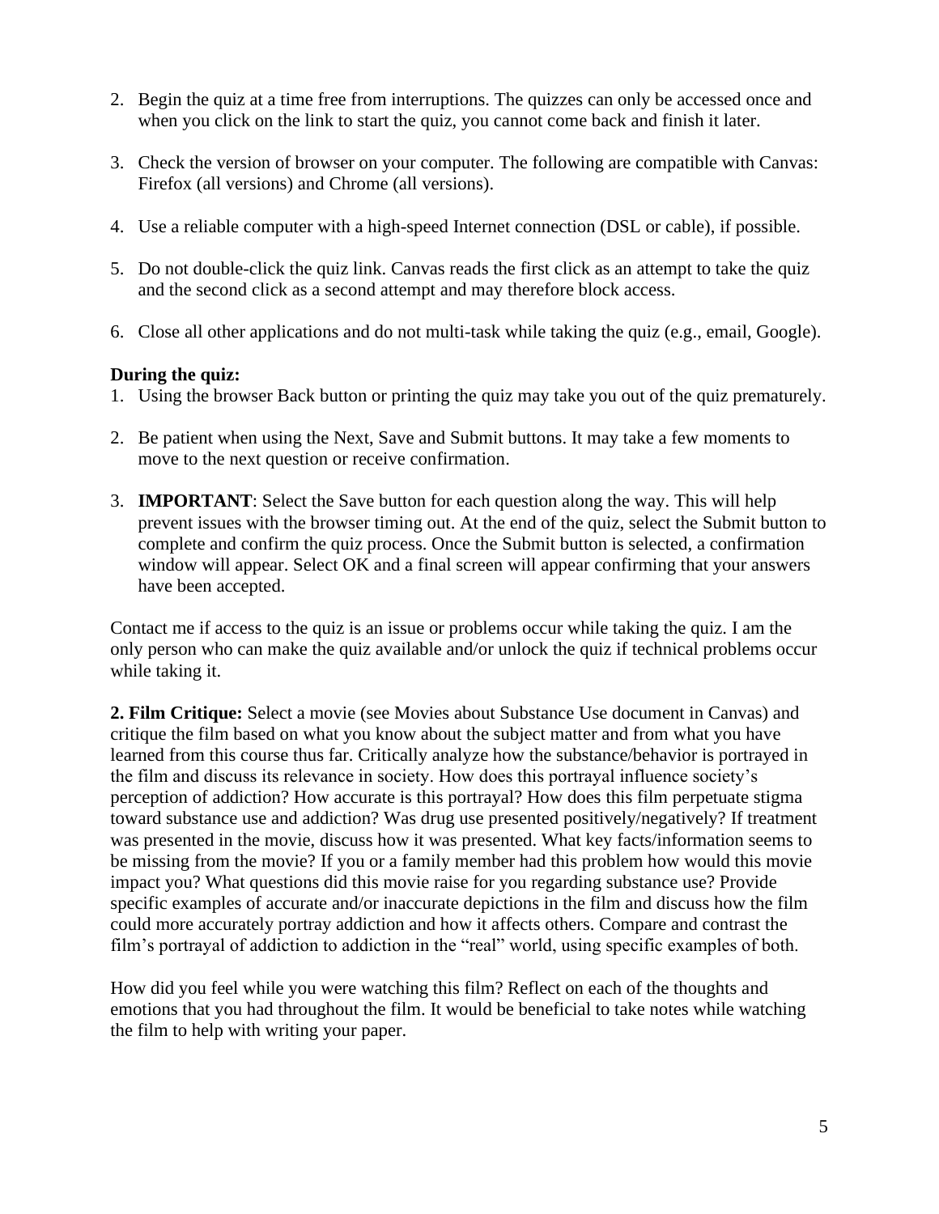2. Begin the quiz at a time free from interruptions. The quizzes can only be accessed once and when you click on the link to start the quiz, you cannot come back and finish it later.

3. Check the version of browser on your computer. The following are compatible with Canvas: Firefox (all versions) and Chrome (all versions).

4. Use a reliable computer with a high-speed Internet connection (DSL or cable), if possible.

5. Do not double-click the quiz link. Canvas reads the first click as an attempt to take the quiz and the second click as a second attempt and may therefore block access.

6. Close all other applications and do not multi-task while taking the quiz (e.g., email, Google).

**During the quiz:**

1. Using the browser Back button or printing the quiz may take you out of the quiz prematurely.

2. Be patient when using the Next, Save and Submit buttons. It may take a few moments to move to the next question or receive confirmation.

3. **IMPORTANT**: Select the Save button for each question along the way. This will help prevent issues with the browser timing out. At the end of the quiz, select the Submit button to complete and confirm the quiz process. Once the Submit button is selected, a confirmation window will appear. Select OK and a final screen will appear confirming that your answers have been accepted.

Contact me if access to the quiz is an issue or problems occur while taking the quiz. I am the only person who can make the quiz available and/or unlock the quiz if technical problems occur while taking it.

**2. Film Critique:** Select a movie (see Movies about Substance Use document in Canvas) and critique the film based on what you know about the subject matter and from what you have learned from this course thus far. Critically analyze how the substance/behavior is portrayed in the film and discuss its relevance in society. How does this portrayal influence society's perception of addiction? How accurate is this portrayal? How does this film perpetuate stigma toward substance use and addiction? Was drug use presented positively/negatively? If treatment was presented in the movie, discuss how it was presented. What key facts/information seems to be missing from the movie? If you or a family member had this problem how would this movie impact you? What questions did this movie raise for you regarding substance use? Provide specific examples of accurate and/or inaccurate depictions in the film and discuss how the film could more accurately portray addiction and how it affects others. Compare and contrast the film's portrayal of addiction to addiction in the "real" world, using specific examples of both.

How did you feel while you were watching this film? Reflect on each of the thoughts and emotions that you had throughout the film. It would be beneficial to take notes while watching the film to help with writing your paper.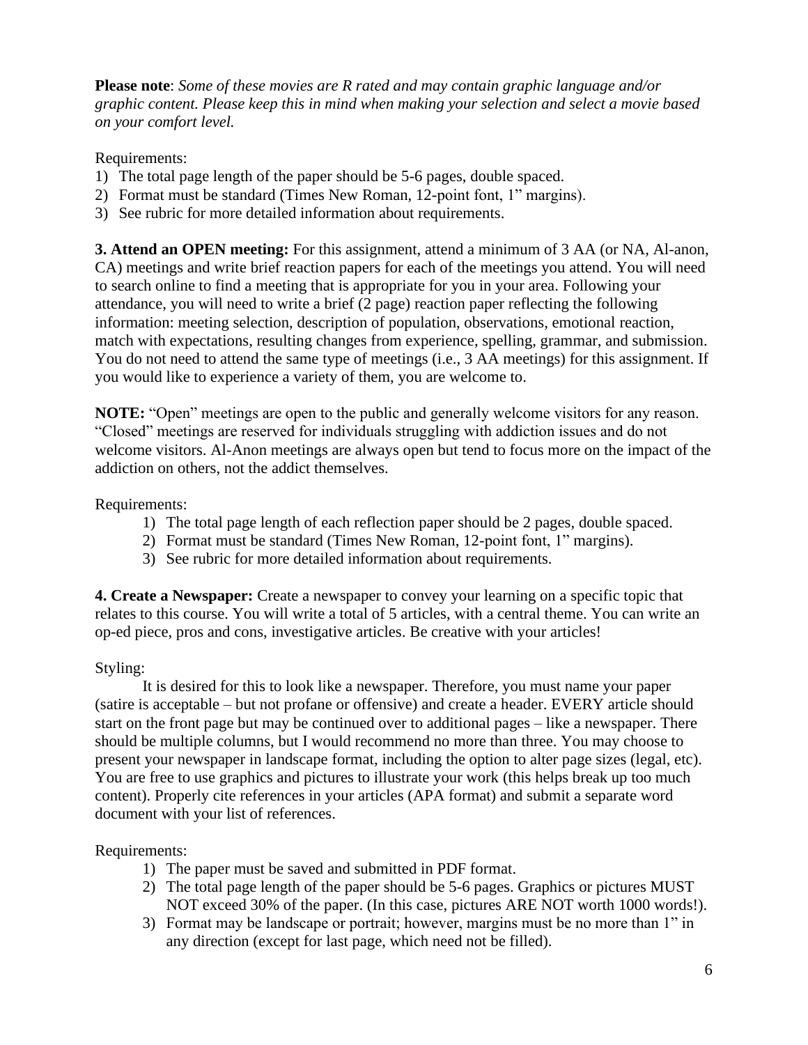**Please note**: *Some of these movies are R rated and may contain graphic language and/or graphic content. Please keep this in mind when making your selection and select a movie based on your comfort level.*

Requirements:

1) The total page length of the paper should be 5-6 pages, double spaced.
2) Format must be standard (Times New Roman, 12-point font, 1" margins).
3) See rubric for more detailed information about requirements.

**3. Attend an OPEN meeting:** For this assignment, attend a minimum of 3 AA (or NA, Al-anon, CA) meetings and write brief reaction papers for each of the meetings you attend. You will need to search online to find a meeting that is appropriate for you in your area. Following your attendance, you will need to write a brief (2 page) reaction paper reflecting the following information: meeting selection, description of population, observations, emotional reaction, match with expectations, resulting changes from experience, spelling, grammar, and submission. You do not need to attend the same type of meetings (i.e., 3 AA meetings) for this assignment. If you would like to experience a variety of them, you are welcome to.

**NOTE:** "Open" meetings are open to the public and generally welcome visitors for any reason. "Closed" meetings are reserved for individuals struggling with addiction issues and do not welcome visitors. Al-Anon meetings are always open but tend to focus more on the impact of the addiction on others, not the addict themselves.

Requirements:

1) The total page length of each reflection paper should be 2 pages, double spaced.
2) Format must be standard (Times New Roman, 12-point font, 1" margins).
3) See rubric for more detailed information about requirements.

**4. Create a Newspaper:** Create a newspaper to convey your learning on a specific topic that relates to this course. You will write a total of 5 articles, with a central theme. You can write an op-ed piece, pros and cons, investigative articles. Be creative with your articles!

Styling:

It is desired for this to look like a newspaper. Therefore, you must name your paper (satire is acceptable – but not profane or offensive) and create a header. EVERY article should start on the front page but may be continued over to additional pages – like a newspaper. There should be multiple columns, but I would recommend no more than three. You may choose to present your newspaper in landscape format, including the option to alter page sizes (legal, etc). You are free to use graphics and pictures to illustrate your work (this helps break up too much content). Properly cite references in your articles (APA format) and submit a separate word document with your list of references.

Requirements:

1) The paper must be saved and submitted in PDF format.
2) The total page length of the paper should be 5-6 pages. Graphics or pictures MUST NOT exceed 30% of the paper. (In this case, pictures ARE NOT worth 1000 words!).
3) Format may be landscape or portrait; however, margins must be no more than 1" in any direction (except for last page, which need not be filled).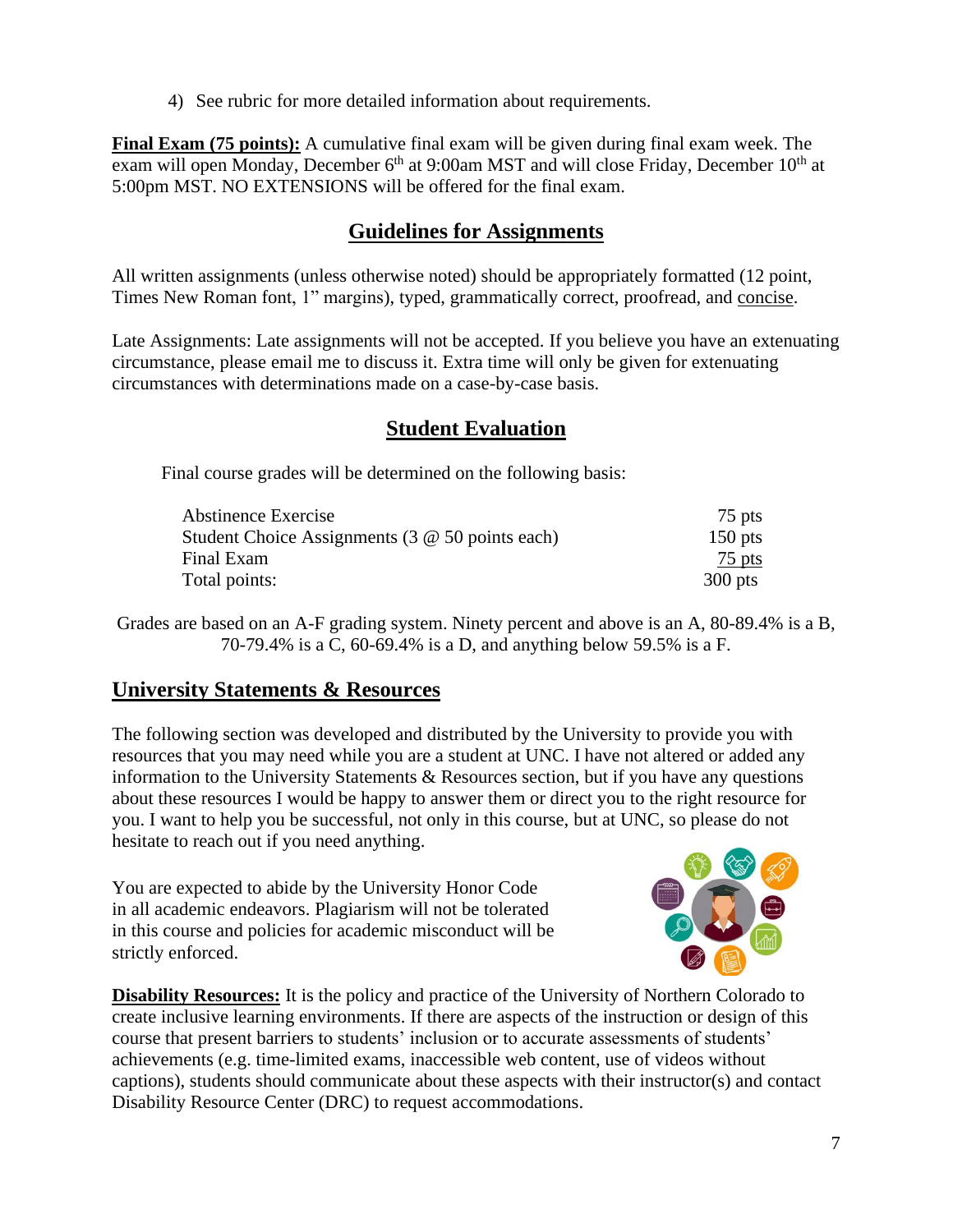4) See rubric for more detailed information about requirements.

**<u>Final Exam (75 points):</u>** A cumulative final exam will be given during final exam week. The exam will open Monday, December 6th at 9:00am MST and will close Friday, December 10th at 5:00pm MST. NO EXTENSIONS will be offered for the final exam.

## Guidelines for Assignments

All written assignments (unless otherwise noted) should be appropriately formatted (12 point, Times New Roman font, 1" margins), typed, grammatically correct, proofread, and concise.

Late Assignments: Late assignments will not be accepted. If you believe you have an extenuating circumstance, please email me to discuss it. Extra time will only be given for extenuating circumstances with determinations made on a case-by-case basis.

## Student Evaluation

Final course grades will be determined on the following basis:

| Item | Points |
|---|---|
| Abstinence Exercise | 75 pts |
| Student Choice Assignments (3 @ 50 points each) | 150 pts |
| Final Exam | 75 pts |
| Total points: | 300 pts |

Grades are based on an A-F grading system. Ninety percent and above is an A, 80-89.4% is a B, 70-79.4% is a C, 60-69.4% is a D, and anything below 59.5% is a F.

## University Statements & Resources

The following section was developed and distributed by the University to provide you with resources that you may need while you are a student at UNC. I have not altered or added any information to the University Statements & Resources section, but if you have any questions about these resources I would be happy to answer them or direct you to the right resource for you. I want to help you be successful, not only in this course, but at UNC, so please do not hesitate to reach out if you need anything.

You are expected to abide by the University Honor Code in all academic endeavors. Plagiarism will not be tolerated in this course and policies for academic misconduct will be strictly enforced.

**<u>Disability Resources:</u>** It is the policy and practice of the University of Northern Colorado to create inclusive learning environments. If there are aspects of the instruction or design of this course that present barriers to students' inclusion or to accurate assessments of students' achievements (e.g. time-limited exams, inaccessible web content, use of videos without captions), students should communicate about these aspects with their instructor(s) and contact Disability Resource Center (DRC) to request accommodations.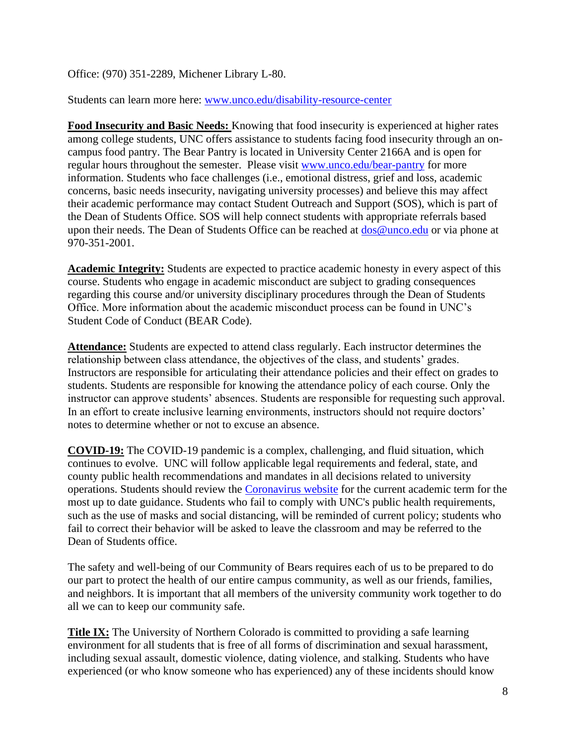Office: (970) 351-2289, Michener Library L-80.

Students can learn more here: [www.unco.edu/disability-resource-center](www.unco.edu/disability-resource-center)

**Food Insecurity and Basic Needs:** Knowing that food insecurity is experienced at higher rates among college students, UNC offers assistance to students facing food insecurity through an on-campus food pantry. The Bear Pantry is located in University Center 2166A and is open for regular hours throughout the semester. Please visit [www.unco.edu/bear-pantry](www.unco.edu/bear-pantry) for more information. Students who face challenges (i.e., emotional distress, grief and loss, academic concerns, basic needs insecurity, navigating university processes) and believe this may affect their academic performance may contact Student Outreach and Support (SOS), which is part of the Dean of Students Office. SOS will help connect students with appropriate referrals based upon their needs. The Dean of Students Office can be reached at [dos@unco.edu](mailto:dos@unco.edu) or via phone at 970-351-2001.

**Academic Integrity:** Students are expected to practice academic honesty in every aspect of this course. Students who engage in academic misconduct are subject to grading consequences regarding this course and/or university disciplinary procedures through the Dean of Students Office. More information about the academic misconduct process can be found in UNC's Student Code of Conduct (BEAR Code).

**Attendance:** Students are expected to attend class regularly. Each instructor determines the relationship between class attendance, the objectives of the class, and students' grades. Instructors are responsible for articulating their attendance policies and their effect on grades to students. Students are responsible for knowing the attendance policy of each course. Only the instructor can approve students' absences. Students are responsible for requesting such approval. In an effort to create inclusive learning environments, instructors should not require doctors' notes to determine whether or not to excuse an absence.

**COVID-19:** The COVID-19 pandemic is a complex, challenging, and fluid situation, which continues to evolve. UNC will follow applicable legal requirements and federal, state, and county public health recommendations and mandates in all decisions related to university operations. Students should review the Coronavirus website for the current academic term for the most up to date guidance. Students who fail to comply with UNC's public health requirements, such as the use of masks and social distancing, will be reminded of current policy; students who fail to correct their behavior will be asked to leave the classroom and may be referred to the Dean of Students office.

The safety and well-being of our Community of Bears requires each of us to be prepared to do our part to protect the health of our entire campus community, as well as our friends, families, and neighbors. It is important that all members of the university community work together to do all we can to keep our community safe.

**Title IX:** The University of Northern Colorado is committed to providing a safe learning environment for all students that is free of all forms of discrimination and sexual harassment, including sexual assault, domestic violence, dating violence, and stalking. Students who have experienced (or who know someone who has experienced) any of these incidents should know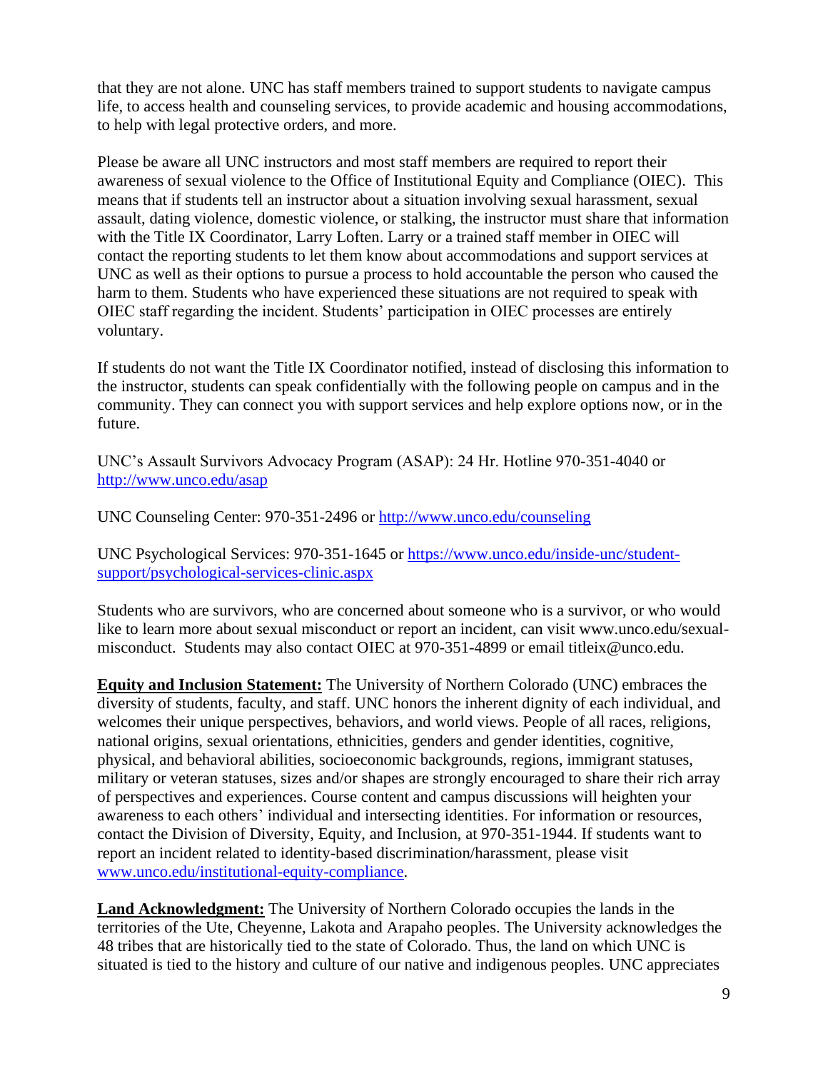that they are not alone. UNC has staff members trained to support students to navigate campus life, to access health and counseling services, to provide academic and housing accommodations, to help with legal protective orders, and more.

Please be aware all UNC instructors and most staff members are required to report their awareness of sexual violence to the Office of Institutional Equity and Compliance (OIEC). This means that if students tell an instructor about a situation involving sexual harassment, sexual assault, dating violence, domestic violence, or stalking, the instructor must share that information with the Title IX Coordinator, Larry Loften. Larry or a trained staff member in OIEC will contact the reporting students to let them know about accommodations and support services at UNC as well as their options to pursue a process to hold accountable the person who caused the harm to them. Students who have experienced these situations are not required to speak with OIEC staff regarding the incident. Students' participation in OIEC processes are entirely voluntary.

If students do not want the Title IX Coordinator notified, instead of disclosing this information to the instructor, students can speak confidentially with the following people on campus and in the community. They can connect you with support services and help explore options now, or in the future.

UNC's Assault Survivors Advocacy Program (ASAP): 24 Hr. Hotline 970-351-4040 or http://www.unco.edu/asap

UNC Counseling Center: 970-351-2496 or http://www.unco.edu/counseling

UNC Psychological Services: 970-351-1645 or https://www.unco.edu/inside-unc/student-support/psychological-services-clinic.aspx

Students who are survivors, who are concerned about someone who is a survivor, or who would like to learn more about sexual misconduct or report an incident, can visit www.unco.edu/sexual-misconduct. Students may also contact OIEC at 970-351-4899 or email titleix@unco.edu.

**Equity and Inclusion Statement:** The University of Northern Colorado (UNC) embraces the diversity of students, faculty, and staff. UNC honors the inherent dignity of each individual, and welcomes their unique perspectives, behaviors, and world views. People of all races, religions, national origins, sexual orientations, ethnicities, genders and gender identities, cognitive, physical, and behavioral abilities, socioeconomic backgrounds, regions, immigrant statuses, military or veteran statuses, sizes and/or shapes are strongly encouraged to share their rich array of perspectives and experiences. Course content and campus discussions will heighten your awareness to each others' individual and intersecting identities. For information or resources, contact the Division of Diversity, Equity, and Inclusion, at 970-351-1944. If students want to report an incident related to identity-based discrimination/harassment, please visit www.unco.edu/institutional-equity-compliance.

**Land Acknowledgment:** The University of Northern Colorado occupies the lands in the territories of the Ute, Cheyenne, Lakota and Arapaho peoples. The University acknowledges the 48 tribes that are historically tied to the state of Colorado. Thus, the land on which UNC is situated is tied to the history and culture of our native and indigenous peoples. UNC appreciates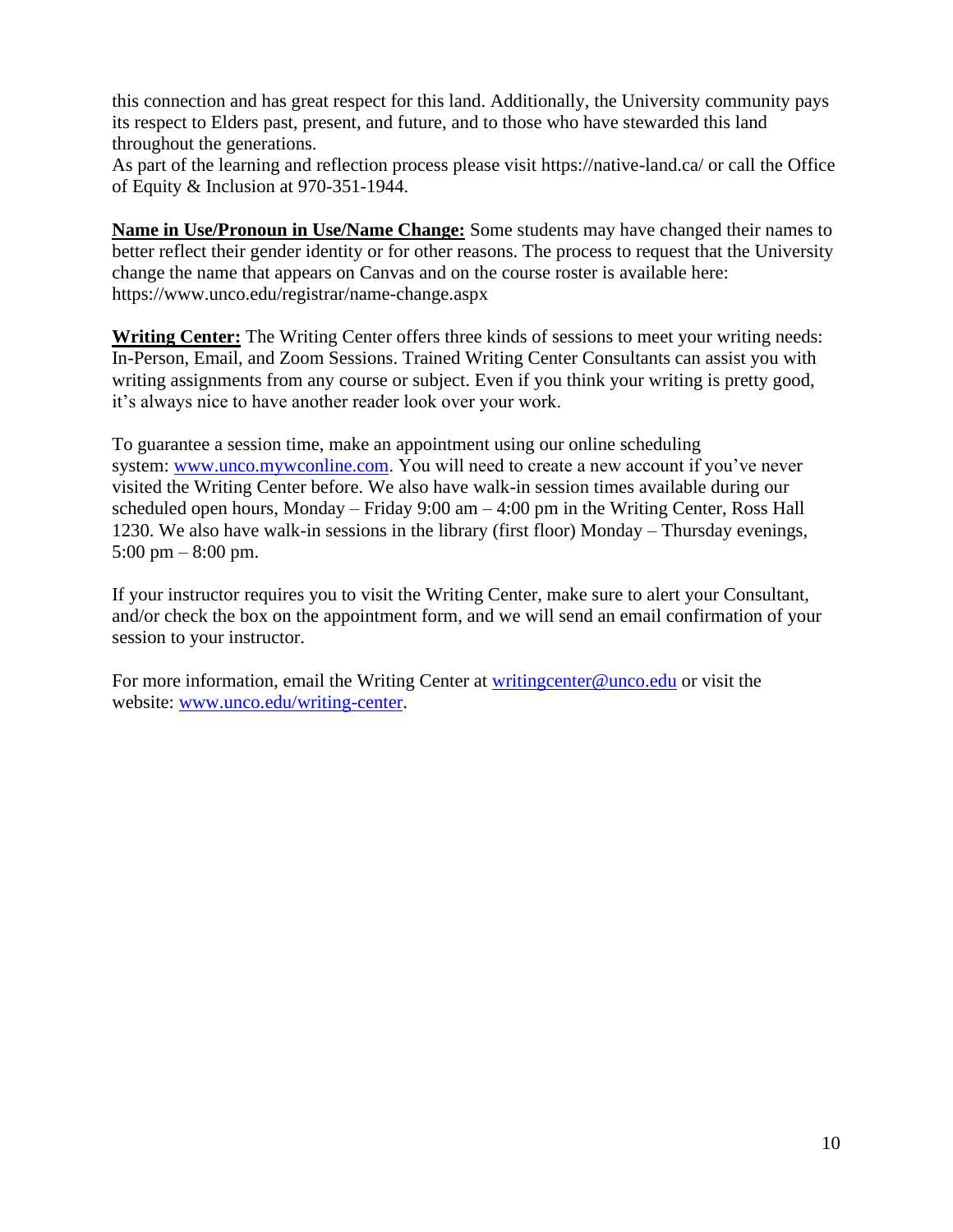this connection and has great respect for this land. Additionally, the University community pays its respect to Elders past, present, and future, and to those who have stewarded this land throughout the generations.
As part of the learning and reflection process please visit https://native-land.ca/ or call the Office of Equity & Inclusion at 970-351-1944.

**Name in Use/Pronoun in Use/Name Change:** Some students may have changed their names to better reflect their gender identity or for other reasons. The process to request that the University change the name that appears on Canvas and on the course roster is available here: https://www.unco.edu/registrar/name-change.aspx

**Writing Center:** The Writing Center offers three kinds of sessions to meet your writing needs: In-Person, Email, and Zoom Sessions. Trained Writing Center Consultants can assist you with writing assignments from any course or subject. Even if you think your writing is pretty good, it's always nice to have another reader look over your work.

To guarantee a session time, make an appointment using our online scheduling system: www.unco.mywconline.com. You will need to create a new account if you've never visited the Writing Center before. We also have walk-in session times available during our scheduled open hours, Monday – Friday 9:00 am – 4:00 pm in the Writing Center, Ross Hall 1230. We also have walk-in sessions in the library (first floor) Monday – Thursday evenings, 5:00 pm – 8:00 pm.

If your instructor requires you to visit the Writing Center, make sure to alert your Consultant, and/or check the box on the appointment form, and we will send an email confirmation of your session to your instructor.

For more information, email the Writing Center at writingcenter@unco.edu or visit the website: www.unco.edu/writing-center.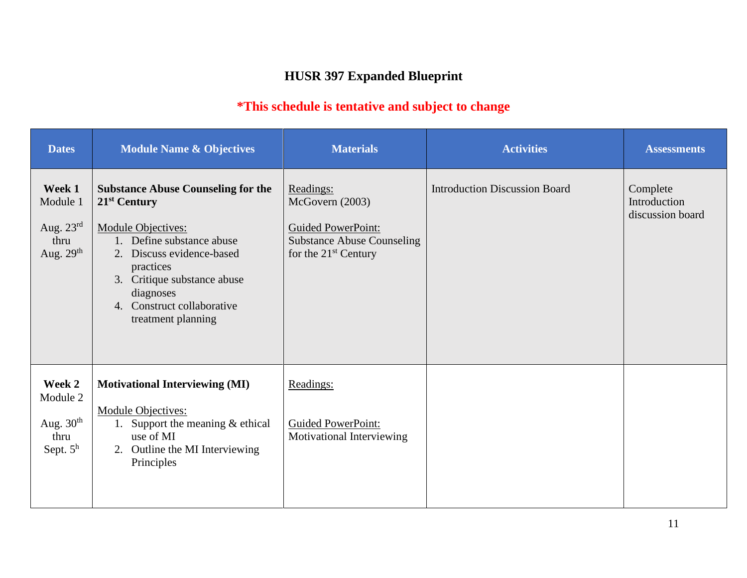# HUSR 397 Expanded Blueprint

**\*This schedule is tentative and subject to change**

| Dates | Module Name & Objectives | Materials | Activities | Assessments |
| --- | --- | --- | --- | --- |
| **Week 1**<br>Module 1<br><br>Aug. 23rd thru Aug. 29th | **Substance Abuse Counseling for the 21st Century**<br><br>Module Objectives:<br>1. Define substance abuse<br>2. Discuss evidence-based practices<br>3. Critique substance abuse diagnoses<br>4. Construct collaborative treatment planning | Readings:<br>McGovern (2003)<br><br>Guided PowerPoint:<br>Substance Abuse Counseling for the 21st Century | Introduction Discussion Board | Complete Introduction discussion board |
| **Week 2**<br>Module 2<br><br>Aug. 30th thru Sept. 5h | **Motivational Interviewing (MI)**<br><br>Module Objectives:<br>1. Support the meaning & ethical use of MI<br>2. Outline the MI Interviewing Principles | Readings:<br><br>Guided PowerPoint:<br>Motivational Interviewing | | |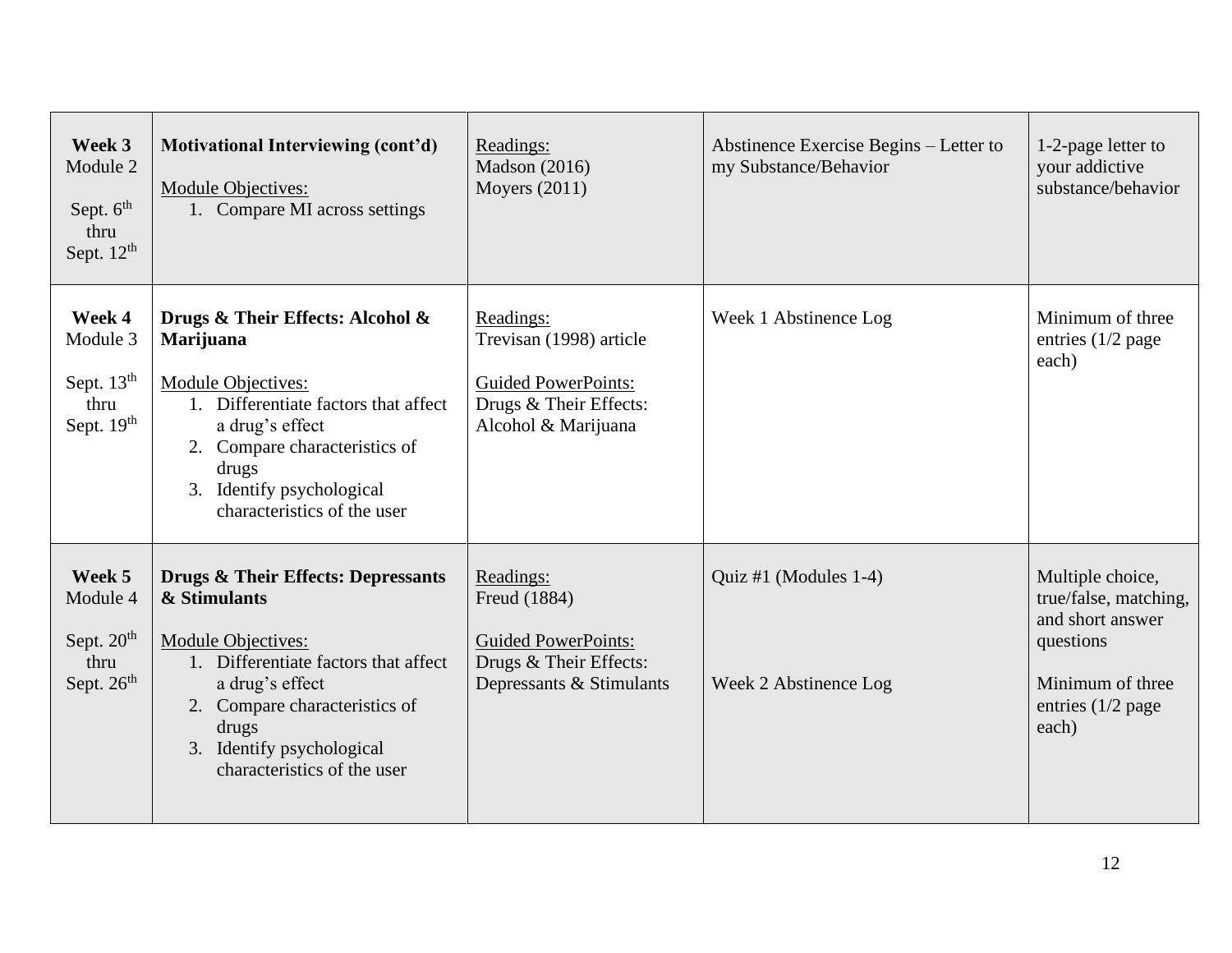| Week 3<br>Module 2<br><br>Sept. 6th thru Sept. 12th | **Motivational Interviewing (cont'd)**<br><br>Module Objectives:<br>1. Compare MI across settings | Readings:<br>Madson (2016)<br>Moyers (2011) | Abstinence Exercise Begins – Letter to my Substance/Behavior | 1-2-page letter to your addictive substance/behavior |
|---|---|---|---|---|
| **Week 4**<br>Module 3<br><br>Sept. 13th thru Sept. 19th | **Drugs & Their Effects: Alcohol & Marijuana**<br><br>Module Objectives:<br>1. Differentiate factors that affect a drug's effect<br>2. Compare characteristics of drugs<br>3. Identify psychological characteristics of the user | Readings:<br>Trevisan (1998) article<br><br>Guided PowerPoints:<br>Drugs & Their Effects: Alcohol & Marijuana | Week 1 Abstinence Log | Minimum of three entries (1/2 page each) |
| **Week 5**<br>Module 4<br><br>Sept. 20th thru Sept. 26th | **Drugs & Their Effects: Depressants & Stimulants**<br><br>Module Objectives:<br>1. Differentiate factors that affect a drug's effect<br>2. Compare characteristics of drugs<br>3. Identify psychological characteristics of the user | Readings:<br>Freud (1884)<br><br>Guided PowerPoints:<br>Drugs & Their Effects: Depressants & Stimulants | Quiz #1 (Modules 1-4)<br><br>Week 2 Abstinence Log | Multiple choice, true/false, matching, and short answer questions<br><br>Minimum of three entries (1/2 page each) |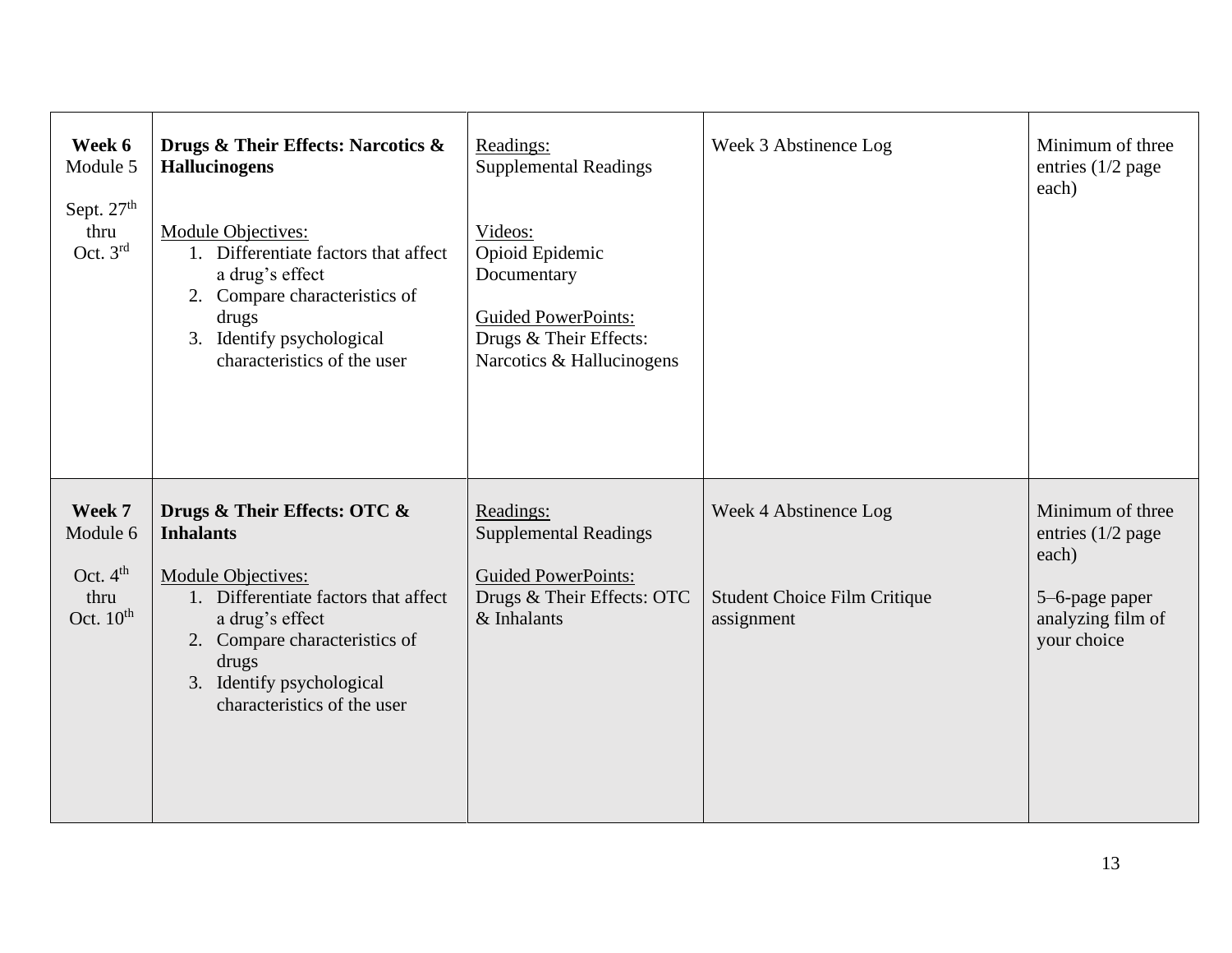| | | | | |
|---|---|---|---|---|
| **Week 6** Module 5<br><br>Sept. 27th thru Oct. 3rd | **Drugs & Their Effects: Narcotics & Hallucinogens**<br><br>Module Objectives:<br>1. Differentiate factors that affect a drug's effect<br>2. Compare characteristics of drugs<br>3. Identify psychological characteristics of the user | Readings:<br>Supplemental Readings<br><br>Videos:<br>Opioid Epidemic Documentary<br><br>Guided PowerPoints:<br>Drugs & Their Effects: Narcotics & Hallucinogens | Week 3 Abstinence Log | Minimum of three entries (1/2 page each) |
| **Week 7** Module 6<br><br>Oct. 4th thru Oct. 10th | **Drugs & Their Effects: OTC & Inhalants**<br><br>Module Objectives:<br>1. Differentiate factors that affect a drug's effect<br>2. Compare characteristics of drugs<br>3. Identify psychological characteristics of the user | Readings:<br>Supplemental Readings<br><br>Guided PowerPoints:<br>Drugs & Their Effects: OTC & Inhalants | Week 4 Abstinence Log<br><br>Student Choice Film Critique assignment | Minimum of three entries (1/2 page each)<br><br>5–6-page paper analyzing film of your choice |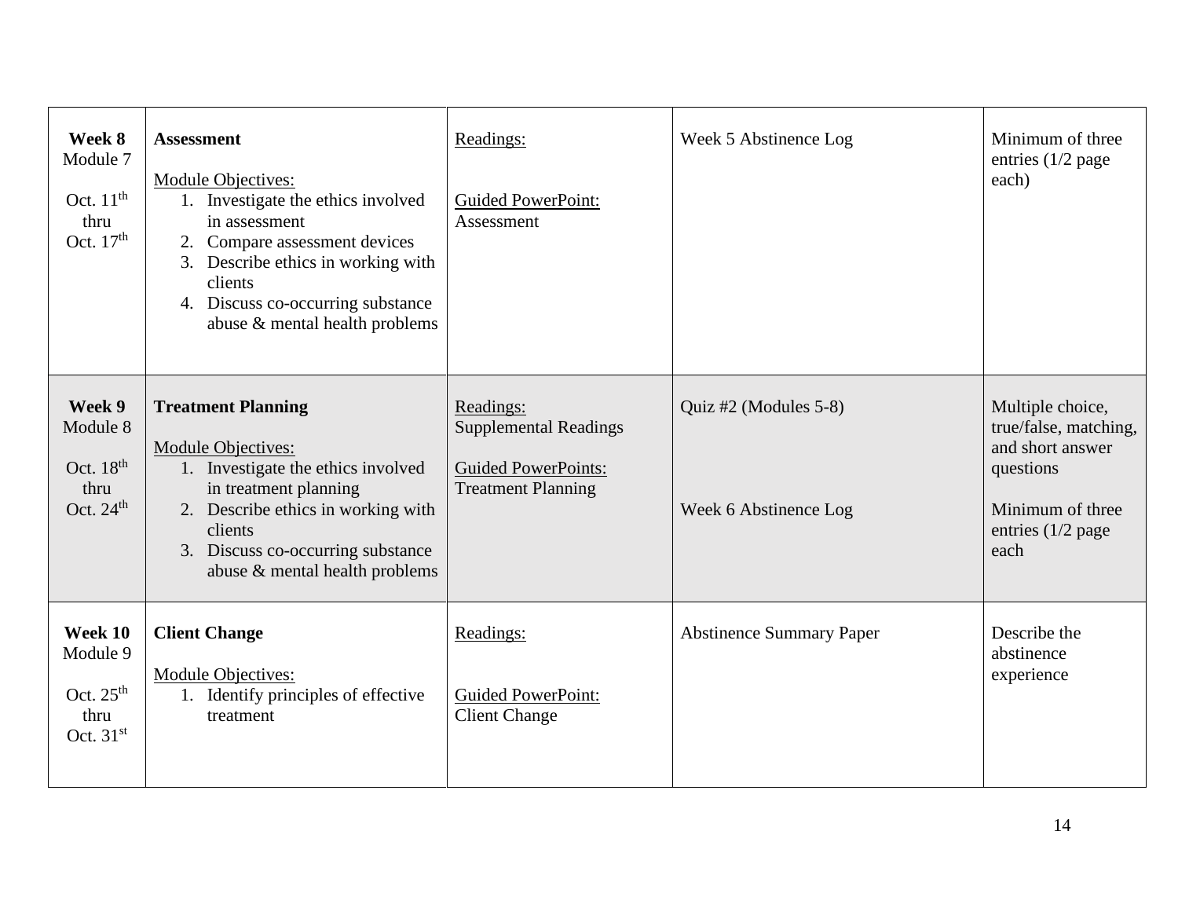| | | | | |
|---|---|---|---|---|
| **Week 8** Module 7 Oct. 11th thru Oct. 17th | **Assessment** <br><br> Module Objectives: <br> 1. Investigate the ethics involved in assessment <br> 2. Compare assessment devices <br> 3. Describe ethics in working with clients <br> 4. Discuss co-occurring substance abuse & mental health problems | Readings: <br><br> Guided PowerPoint: Assessment | Week 5 Abstinence Log | Minimum of three entries (1/2 page each) |
| **Week 9** Module 8 Oct. 18th thru Oct. 24th | **Treatment Planning** <br><br> Module Objectives: <br> 1. Investigate the ethics involved in treatment planning <br> 2. Describe ethics in working with clients <br> 3. Discuss co-occurring substance abuse & mental health problems | Readings: Supplemental Readings <br><br> Guided PowerPoints: Treatment Planning | Quiz #2 (Modules 5-8) <br><br> Week 6 Abstinence Log | Multiple choice, true/false, matching, and short answer questions <br><br> Minimum of three entries (1/2 page each |
| **Week 10** Module 9 Oct. 25th thru Oct. 31st | **Client Change** <br><br> Module Objectives: <br> 1. Identify principles of effective treatment | Readings: <br><br> Guided PowerPoint: Client Change | Abstinence Summary Paper | Describe the abstinence experience |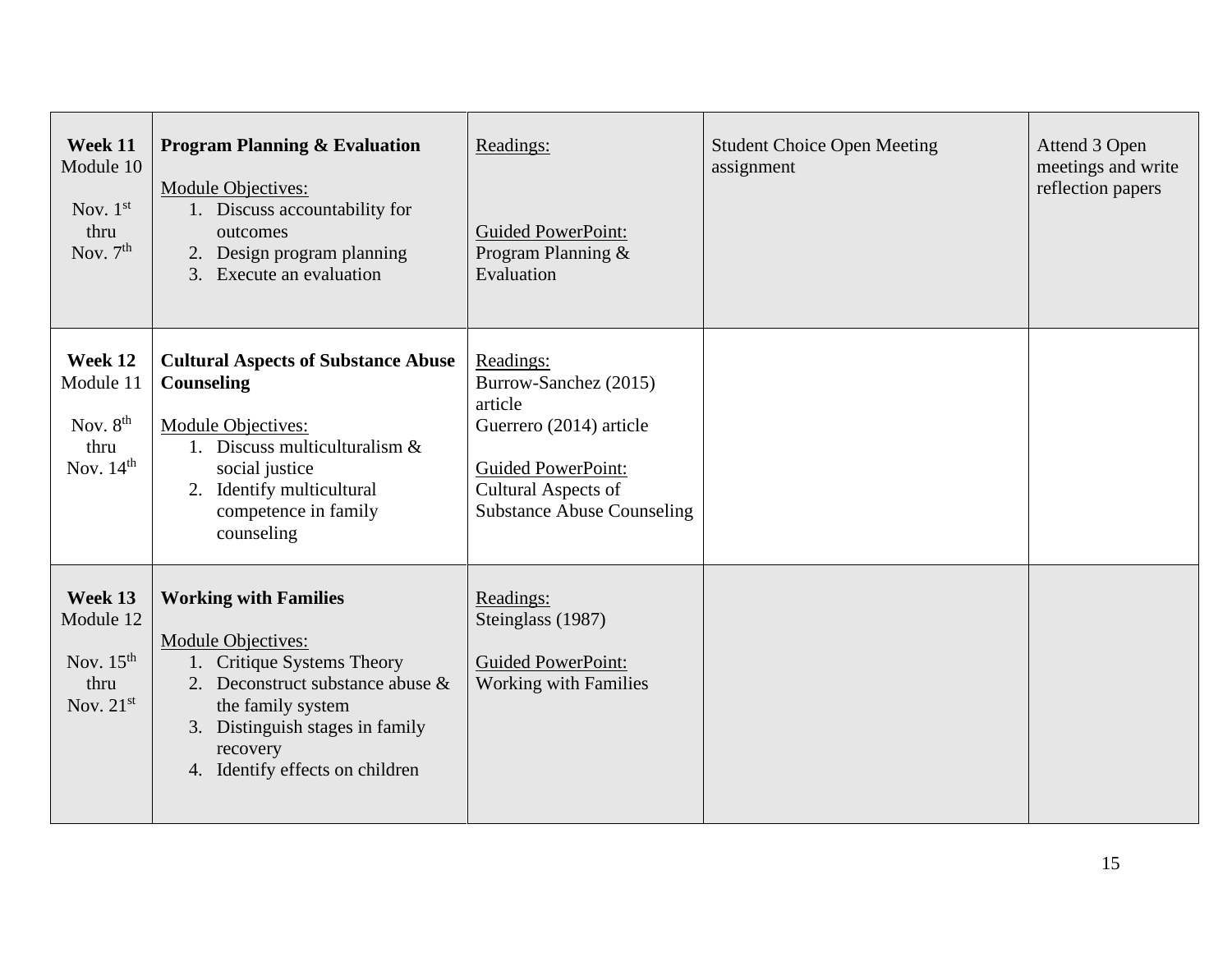| | | | | |
|---|---|---|---|---|
| **Week 11** Module 10<br><br>Nov. 1st thru Nov. 7th | **Program Planning & Evaluation**<br><br>Module Objectives:<br>1. Discuss accountability for outcomes<br>2. Design program planning<br>3. Execute an evaluation | Readings:<br><br>Guided PowerPoint: Program Planning & Evaluation | Student Choice Open Meeting assignment | Attend 3 Open meetings and write reflection papers |
| **Week 12** Module 11<br><br>Nov. 8th thru Nov. 14th | **Cultural Aspects of Substance Abuse Counseling**<br><br>Module Objectives:<br>1. Discuss multiculturalism & social justice<br>2. Identify multicultural competence in family counseling | Readings:<br>Burrow-Sanchez (2015) article<br>Guerrero (2014) article<br><br>Guided PowerPoint: Cultural Aspects of Substance Abuse Counseling | | |
| **Week 13** Module 12<br><br>Nov. 15th thru Nov. 21st | **Working with Families**<br><br>Module Objectives:<br>1. Critique Systems Theory<br>2. Deconstruct substance abuse & the family system<br>3. Distinguish stages in family recovery<br>4. Identify effects on children | Readings:<br>Steinglass (1987)<br><br>Guided PowerPoint: Working with Families | | |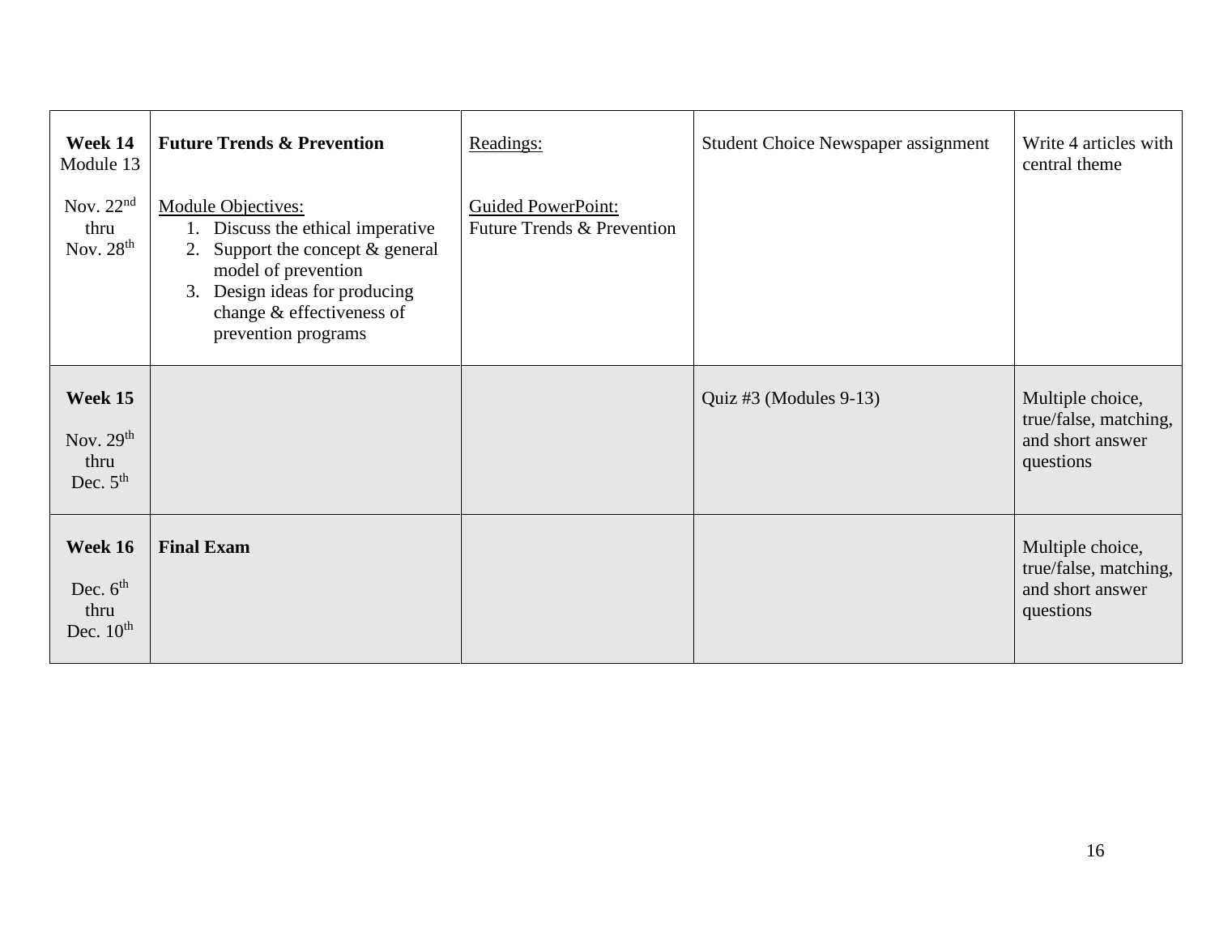| | | | | |
|---|---|---|---|---|
| **Week 14** Module 13<br><br>Nov. 22nd thru Nov. 28th | **Future Trends & Prevention**<br><br>Module Objectives:<br>1. Discuss the ethical imperative<br>2. Support the concept & general model of prevention<br>3. Design ideas for producing change & effectiveness of prevention programs | Readings:<br><br>Guided PowerPoint: Future Trends & Prevention | Student Choice Newspaper assignment | Write 4 articles with central theme |
| **Week 15**<br><br>Nov. 29th thru Dec. 5th | | | Quiz #3 (Modules 9-13) | Multiple choice, true/false, matching, and short answer questions |
| **Week 16**<br><br>Dec. 6th thru Dec. 10th | **Final Exam** | | | Multiple choice, true/false, matching, and short answer questions |